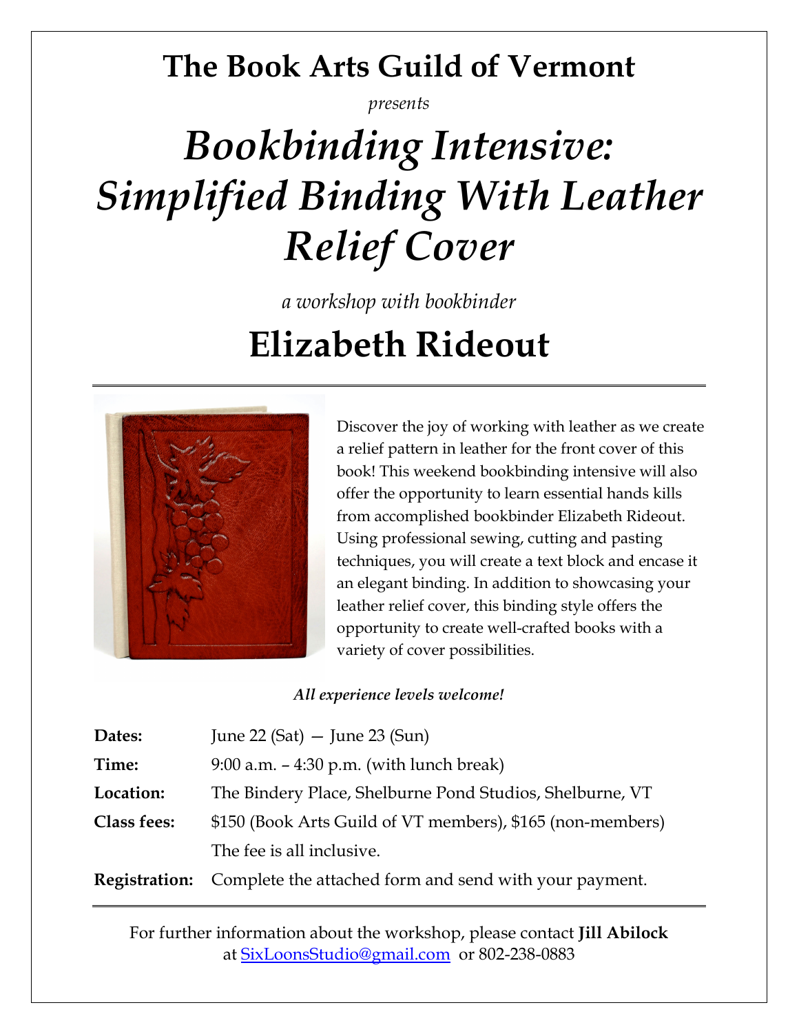# The Book Arts Guild of Vermont

*presents*

# *Bookbinding Intensive: Simplified Binding With Leather Relief Cover*

*a workshop with bookbinder*

## Elizabeth Rideout

---

Discover the joy of working with leather as we create a relief pattern in leather for the front cover of this book! This weekend bookbinding intensive will also offer the opportunity to learn essential hands kills from accomplished bookbinder Elizabeth Rideout. Using professional sewing, cutting and pasting techniques, you will create a text block and encase it an elegant binding. In addition to showcasing your leather relief cover, this binding style offers the opportunity to create well-crafted books with a variety of cover possibilities.

***All experience levels welcome!***

| | |
|---|---|
| **Dates:** | June 22 (Sat) — June 23 (Sun) |
| **Time:** | 9:00 a.m. – 4:30 p.m. (with lunch break) |
| **Location:** | The Bindery Place, Shelburne Pond Studios, Shelburne, VT |
| **Class fees:** | $150 (Book Arts Guild of VT members), $165 (non-members) |
| | The fee is all inclusive. |
| **Registration:** | Complete the attached form and send with your payment. |

---

For further information about the workshop, please contact **Jill Abilock** at SixLoonsStudio@gmail.com or 802-238-0883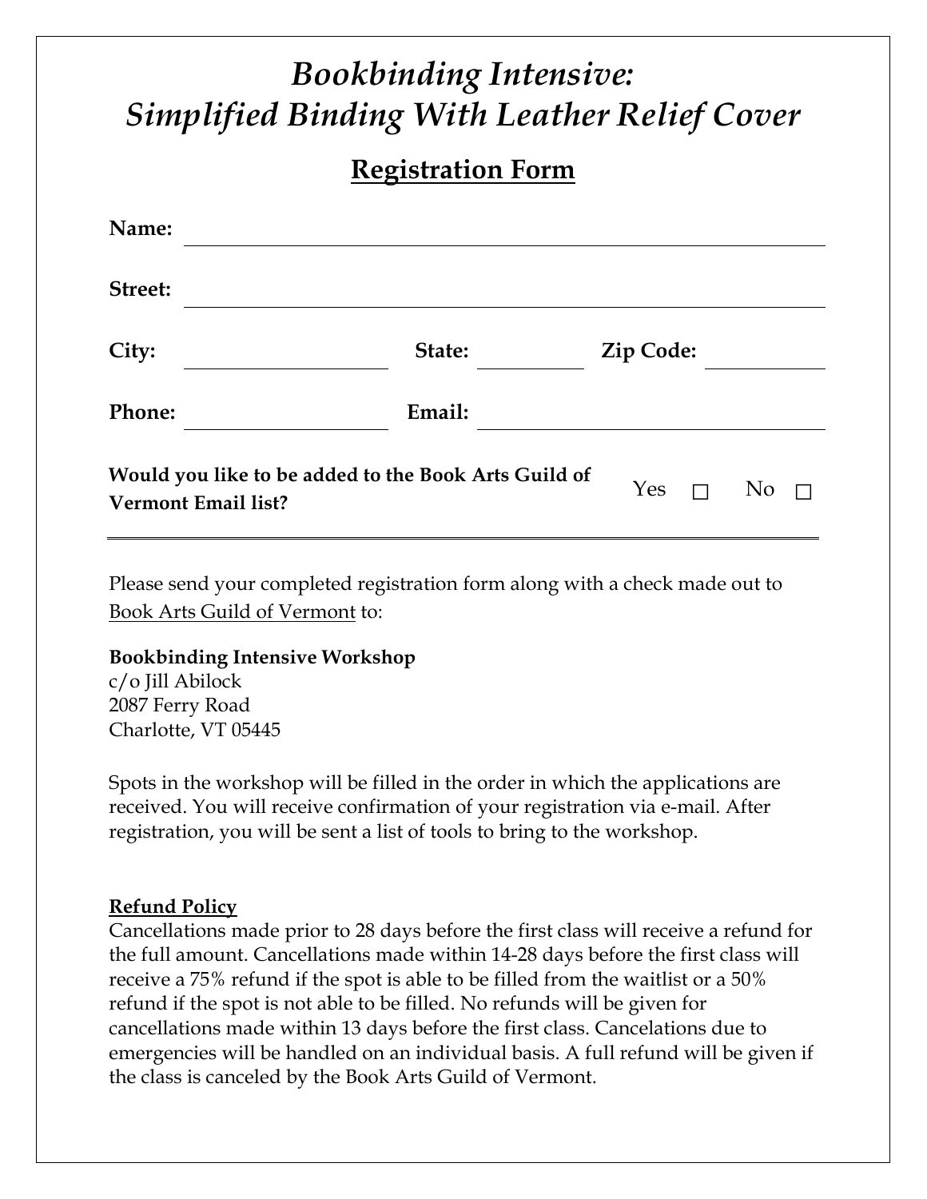# *Bookbinding Intensive: Simplified Binding With Leather Relief Cover*

## Registration Form

**Name:** ______________________________________________

**Street:** ______________________________________________

**City:** ____________________ **State:** __________ **Zip Code:** __________

**Phone:** ____________________ **Email:** ______________________________

**Would you like to be added to the Book Arts Guild of Vermont Email list?** Yes ☐ No ☐

---

Please send your completed registration form along with a check made out to Book Arts Guild of Vermont to:

**Bookbinding Intensive Workshop**  
c/o Jill Abilock  
2087 Ferry Road  
Charlotte, VT 05445

Spots in the workshop will be filled in the order in which the applications are received. You will receive confirmation of your registration via e-mail. After registration, you will be sent a list of tools to bring to the workshop.

**Refund Policy**

Cancellations made prior to 28 days before the first class will receive a refund for the full amount. Cancellations made within 14-28 days before the first class will receive a 75% refund if the spot is able to be filled from the waitlist or a 50% refund if the spot is not able to be filled. No refunds will be given for cancellations made within 13 days before the first class. Cancelations due to emergencies will be handled on an individual basis. A full refund will be given if the class is canceled by the Book Arts Guild of Vermont.